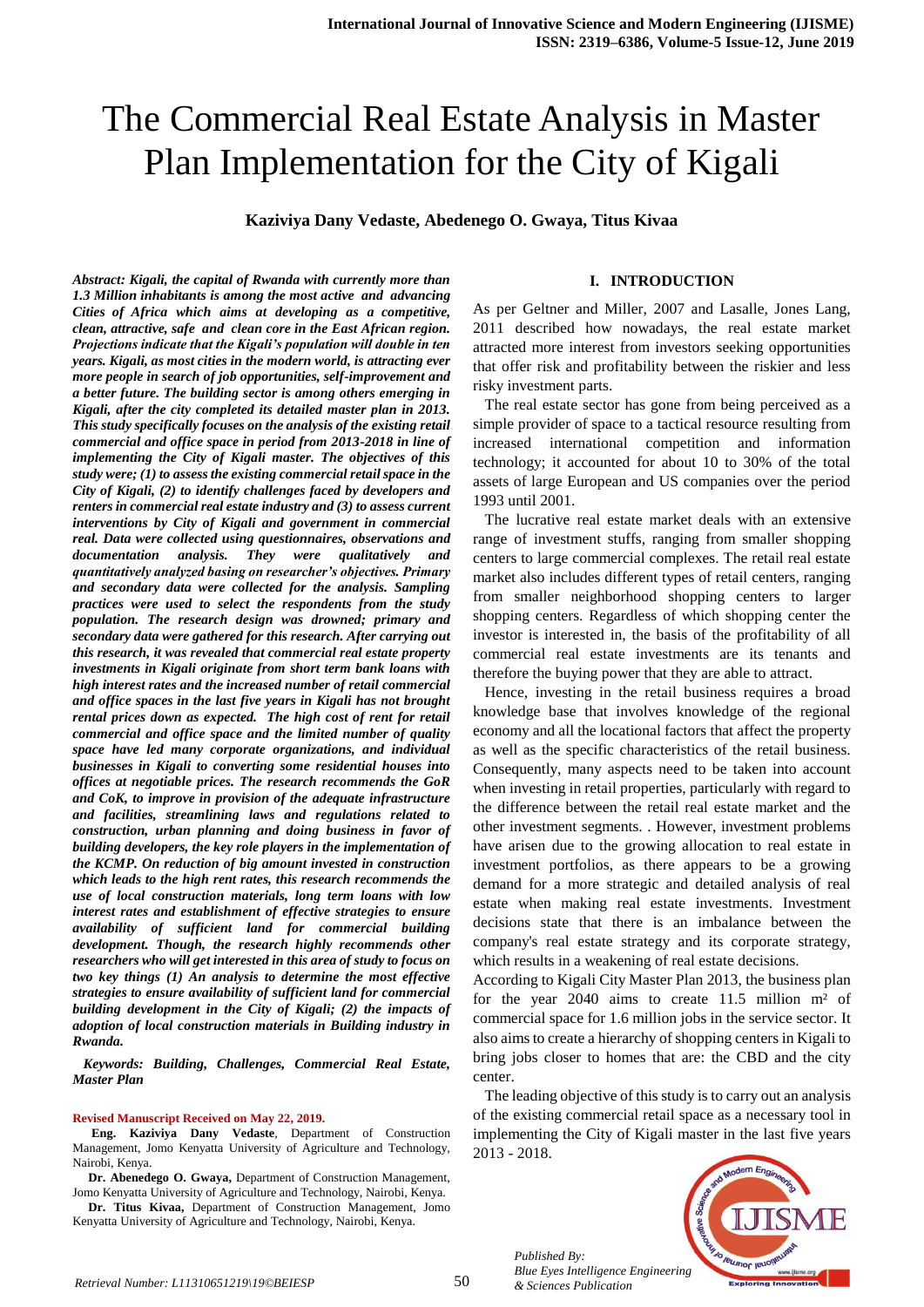# The Commercial Real Estate Analysis in Master Plan Implementation for the City of Kigali

**Kaziviya Dany Vedaste, Abedenego O. Gwaya, Titus Kivaa**

***Abstract: Kigali, the capital of Rwanda with currently more than 1.3 Million inhabitants is among the most active and advancing Cities of Africa which aims at developing as a competitive, clean, attractive, safe and clean core in the East African region. Projections indicate that the Kigali's population will double in ten years. Kigali, as most cities in the modern world, is attracting ever more people in search of job opportunities, self-improvement and a better future. The building sector is among others emerging in Kigali, after the city completed its detailed master plan in 2013. This study specifically focuses on the analysis of the existing retail commercial and office space in period from 2013-2018 in line of implementing the City of Kigali master. The objectives of this study were; (1) to assess the existing commercial retail space in the City of Kigali, (2) to identify challenges faced by developers and renters in commercial real estate industry and (3) to assess current interventions by City of Kigali and government in commercial real. Data were collected using questionnaires, observations and documentation analysis. They were qualitatively and quantitatively analyzed basing on researcher's objectives. Primary and secondary data were collected for the analysis. Sampling practices were used to select the respondents from the study population. The research design was drowned; primary and secondary data were gathered for this research. After carrying out this research, it was revealed that commercial real estate property investments in Kigali originate from short term bank loans with high interest rates and the increased number of retail commercial and office spaces in the last five years in Kigali has not brought rental prices down as expected. The high cost of rent for retail commercial and office space and the limited number of quality space have led many corporate organizations, and individual businesses in Kigali to converting some residential houses into offices at negotiable prices. The research recommends the GoR and CoK, to improve in provision of the adequate infrastructure and facilities, streamlining laws and regulations related to construction, urban planning and doing business in favor of building developers, the key role players in the implementation of the KCMP. On reduction of big amount invested in construction which leads to the high rent rates, this research recommends the use of local construction materials, long term loans with low interest rates and establishment of effective strategies to ensure availability of sufficient land for commercial building development. Though, the research highly recommends other researchers who will get interested in this area of study to focus on two key things (1) An analysis to determine the most effective strategies to ensure availability of sufficient land for commercial building development in the City of Kigali; (2) the impacts of adoption of local construction materials in Building industry in Rwanda.***

***Keywords: Building, Challenges, Commercial Real Estate, Master Plan***

**Revised Manuscript Received on May 22, 2019.**

**Eng. Kaziviya Dany Vedaste**, Department of Construction Management, Jomo Kenyatta University of Agriculture and Technology, Nairobi, Kenya.

**Dr. Abenedego O. Gwaya,** Department of Construction Management, Jomo Kenyatta University of Agriculture and Technology, Nairobi, Kenya.

**Dr. Titus Kivaa,** Department of Construction Management, Jomo Kenyatta University of Agriculture and Technology, Nairobi, Kenya.

## I. INTRODUCTION

As per Geltner and Miller, 2007 and Lasalle, Jones Lang, 2011 described how nowadays, the real estate market attracted more interest from investors seeking opportunities that offer risk and profitability between the riskier and less risky investment parts.

The real estate sector has gone from being perceived as a simple provider of space to a tactical resource resulting from increased international competition and information technology; it accounted for about 10 to 30% of the total assets of large European and US companies over the period 1993 until 2001.

The lucrative real estate market deals with an extensive range of investment stuffs, ranging from smaller shopping centers to large commercial complexes. The retail real estate market also includes different types of retail centers, ranging from smaller neighborhood shopping centers to larger shopping centers. Regardless of which shopping center the investor is interested in, the basis of the profitability of all commercial real estate investments are its tenants and therefore the buying power that they are able to attract.

Hence, investing in the retail business requires a broad knowledge base that involves knowledge of the regional economy and all the locational factors that affect the property as well as the specific characteristics of the retail business. Consequently, many aspects need to be taken into account when investing in retail properties, particularly with regard to the difference between the retail real estate market and the other investment segments. . However, investment problems have arisen due to the growing allocation to real estate in investment portfolios, as there appears to be a growing demand for a more strategic and detailed analysis of real estate when making real estate investments. Investment decisions state that there is an imbalance between the company's real estate strategy and its corporate strategy, which results in a weakening of real estate decisions.

According to Kigali City Master Plan 2013, the business plan for the year 2040 aims to create 11.5 million m² of commercial space for 1.6 million jobs in the service sector. It also aims to create a hierarchy of shopping centers in Kigali to bring jobs closer to homes that are: the CBD and the city center.

The leading objective of this study is to carry out an analysis of the existing commercial retail space as a necessary tool in implementing the City of Kigali master in the last five years 2013 - 2018.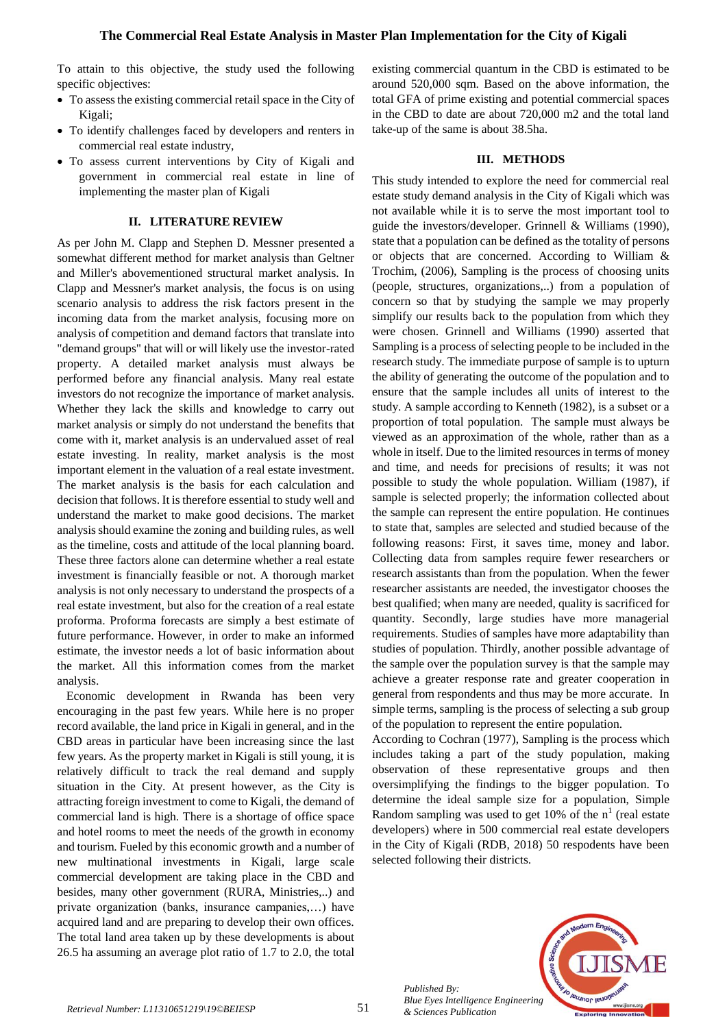To attain to this objective, the study used the following specific objectives:

- To assess the existing commercial retail space in the City of Kigali;
- To identify challenges faced by developers and renters in commercial real estate industry,
- To assess current interventions by City of Kigali and government in commercial real estate in line of implementing the master plan of Kigali

## II. LITERATURE REVIEW

As per John M. Clapp and Stephen D. Messner presented a somewhat different method for market analysis than Geltner and Miller's abovementioned structural market analysis. In Clapp and Messner's market analysis, the focus is on using scenario analysis to address the risk factors present in the incoming data from the market analysis, focusing more on analysis of competition and demand factors that translate into "demand groups" that will or will likely use the investor-rated property. A detailed market analysis must always be performed before any financial analysis. Many real estate investors do not recognize the importance of market analysis. Whether they lack the skills and knowledge to carry out market analysis or simply do not understand the benefits that come with it, market analysis is an undervalued asset of real estate investing. In reality, market analysis is the most important element in the valuation of a real estate investment. The market analysis is the basis for each calculation and decision that follows. It is therefore essential to study well and understand the market to make good decisions. The market analysis should examine the zoning and building rules, as well as the timeline, costs and attitude of the local planning board. These three factors alone can determine whether a real estate investment is financially feasible or not. A thorough market analysis is not only necessary to understand the prospects of a real estate investment, but also for the creation of a real estate proforma. Proforma forecasts are simply a best estimate of future performance. However, in order to make an informed estimate, the investor needs a lot of basic information about the market. All this information comes from the market analysis.

Economic development in Rwanda has been very encouraging in the past few years. While here is no proper record available, the land price in Kigali in general, and in the CBD areas in particular have been increasing since the last few years. As the property market in Kigali is still young, it is relatively difficult to track the real demand and supply situation in the City. At present however, as the City is attracting foreign investment to come to Kigali, the demand of commercial land is high. There is a shortage of office space and hotel rooms to meet the needs of the growth in economy and tourism. Fueled by this economic growth and a number of new multinational investments in Kigali, large scale commercial development are taking place in the CBD and besides, many other government (RURA, Ministries,..) and private organization (banks, insurance campanies,…) have acquired land and are preparing to develop their own offices. The total land area taken up by these developments is about 26.5 ha assuming an average plot ratio of 1.7 to 2.0, the total existing commercial quantum in the CBD is estimated to be around 520,000 sqm. Based on the above information, the total GFA of prime existing and potential commercial spaces in the CBD to date are about 720,000 m2 and the total land take-up of the same is about 38.5ha.

## III. METHODS

This study intended to explore the need for commercial real estate study demand analysis in the City of Kigali which was not available while it is to serve the most important tool to guide the investors/developer. Grinnell & Williams (1990), state that a population can be defined as the totality of persons or objects that are concerned. According to William & Trochim, (2006), Sampling is the process of choosing units (people, structures, organizations,..) from a population of concern so that by studying the sample we may properly simplify our results back to the population from which they were chosen. Grinnell and Williams (1990) asserted that Sampling is a process of selecting people to be included in the research study. The immediate purpose of sample is to upturn the ability of generating the outcome of the population and to ensure that the sample includes all units of interest to the study. A sample according to Kenneth (1982), is a subset or a proportion of total population. The sample must always be viewed as an approximation of the whole, rather than as a whole in itself. Due to the limited resources in terms of money and time, and needs for precisions of results; it was not possible to study the whole population. William (1987), if sample is selected properly; the information collected about the sample can represent the entire population. He continues to state that, samples are selected and studied because of the following reasons: First, it saves time, money and labor. Collecting data from samples require fewer researchers or research assistants than from the population. When the fewer researcher assistants are needed, the investigator chooses the best qualified; when many are needed, quality is sacrificed for quantity. Secondly, large studies have more managerial requirements. Studies of samples have more adaptability than studies of population. Thirdly, another possible advantage of the sample over the population survey is that the sample may achieve a greater response rate and greater cooperation in general from respondents and thus may be more accurate. In simple terms, sampling is the process of selecting a sub group of the population to represent the entire population.

According to Cochran (1977), Sampling is the process which includes taking a part of the study population, making observation of these representative groups and then oversimplifying the findings to the bigger population. To determine the ideal sample size for a population, Simple Random sampling was used to get 10% of the $n^1$ (real estate developers) where in 500 commercial real estate developers in the City of Kigali (RDB, 2018) 50 respodents have been selected following their districts.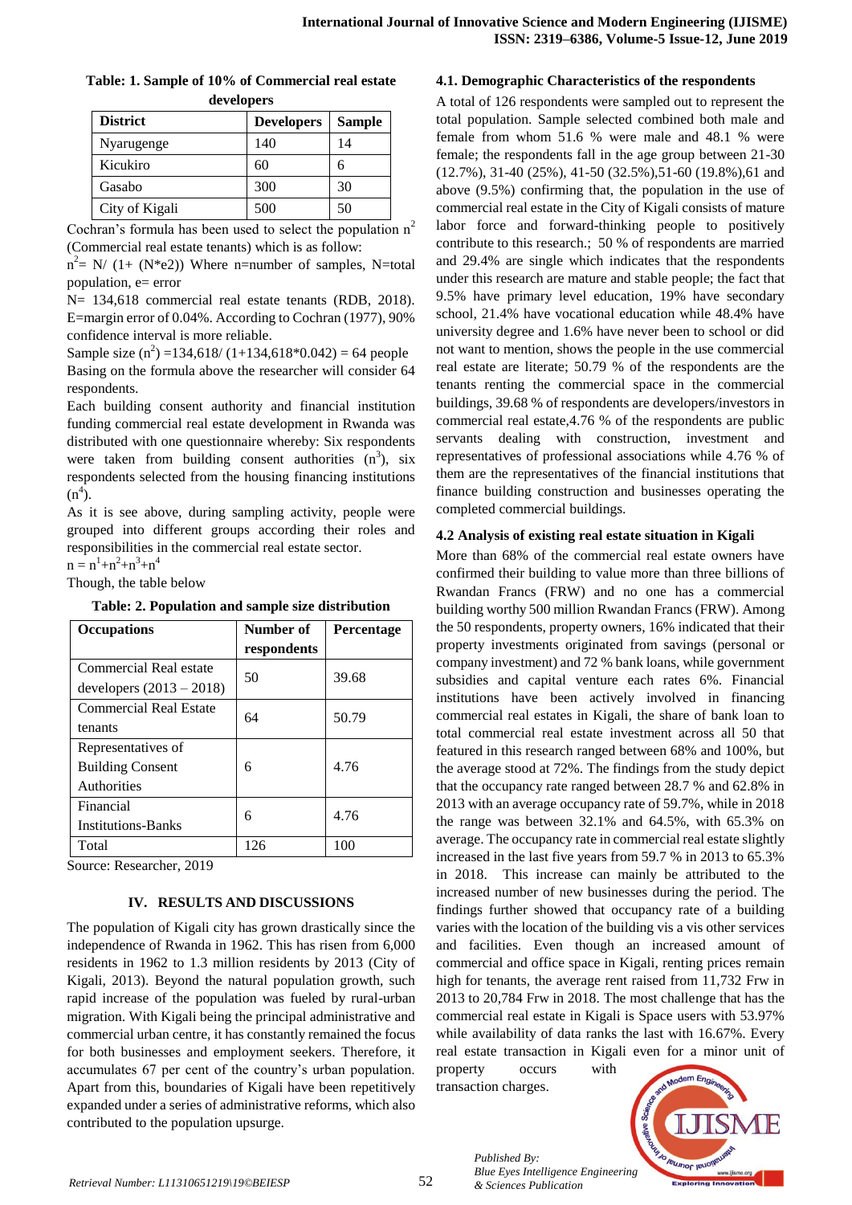**Table: 1. Sample of 10% of Commercial real estate developers**

| District | Developers | Sample |
|---|---|---|
| Nyarugenge | 140 | 14 |
| Kicukiro | 60 | 6 |
| Gasabo | 300 | 30 |
| City of Kigali | 500 | 50 |

Cochran's formula has been used to select the population $n^2$ (Commercial real estate tenants) which is as follow:

$n^2$= N/ (1+ (N*e2)) Where n=number of samples, N=total population, e= error

N= 134,618 commercial real estate tenants (RDB, 2018). E=margin error of 0.04%. According to Cochran (1977), 90% confidence interval is more reliable.

Sample size ($n^2$) =134,618/ (1+134,618*0.042) = 64 people

Basing on the formula above the researcher will consider 64 respondents.

Each building consent authority and financial institution funding commercial real estate development in Rwanda was distributed with one questionnaire whereby: Six respondents were taken from building consent authorities ($n^3$), six respondents selected from the housing financing institutions ($n^4$).

As it is see above, during sampling activity, people were grouped into different groups according their roles and responsibilities in the commercial real estate sector.

$n = n^1+n^2+n^3+n^4$

Though, the table below

**Table: 2. Population and sample size distribution**

| Occupations | Number of respondents | Percentage |
|---|---|---|
| Commercial Real estate developers (2013 – 2018) | 50 | 39.68 |
| Commercial Real Estate tenants | 64 | 50.79 |
| Representatives of Building Consent Authorities | 6 | 4.76 |
| Financial Institutions-Banks | 6 | 4.76 |
| Total | 126 | 100 |

Source: Researcher, 2019

## IV. RESULTS AND DISCUSSIONS

The population of Kigali city has grown drastically since the independence of Rwanda in 1962. This has risen from 6,000 residents in 1962 to 1.3 million residents by 2013 (City of Kigali, 2013). Beyond the natural population growth, such rapid increase of the population was fueled by rural-urban migration. With Kigali being the principal administrative and commercial urban centre, it has constantly remained the focus for both businesses and employment seekers. Therefore, it accumulates 67 per cent of the country's urban population. Apart from this, boundaries of Kigali have been repetitively expanded under a series of administrative reforms, which also contributed to the population upsurge.

### 4.1. Demographic Characteristics of the respondents

A total of 126 respondents were sampled out to represent the total population. Sample selected combined both male and female from whom 51.6 % were male and 48.1 % were female; the respondents fall in the age group between 21-30 (12.7%), 31-40 (25%), 41-50 (32.5%),51-60 (19.8%),61 and above (9.5%) confirming that, the population in the use of commercial real estate in the City of Kigali consists of mature labor force and forward-thinking people to positively contribute to this research.; 50 % of respondents are married and 29.4% are single which indicates that the respondents under this research are mature and stable people; the fact that 9.5% have primary level education, 19% have secondary school, 21.4% have vocational education while 48.4% have university degree and 1.6% have never been to school or did not want to mention, shows the people in the use commercial real estate are literate; 50.79 % of the respondents are the tenants renting the commercial space in the commercial buildings, 39.68 % of respondents are developers/investors in commercial real estate,4.76 % of the respondents are public servants dealing with construction, investment and representatives of professional associations while 4.76 % of them are the representatives of the financial institutions that finance building construction and businesses operating the completed commercial buildings.

### 4.2 Analysis of existing real estate situation in Kigali

More than 68% of the commercial real estate owners have confirmed their building to value more than three billions of Rwandan Francs (FRW) and no one has a commercial building worthy 500 million Rwandan Francs (FRW). Among the 50 respondents, property owners, 16% indicated that their property investments originated from savings (personal or company investment) and 72 % bank loans, while government subsidies and capital venture each rates 6%. Financial institutions have been actively involved in financing commercial real estates in Kigali, the share of bank loan to total commercial real estate investment across all 50 that featured in this research ranged between 68% and 100%, but the average stood at 72%. The findings from the study depict that the occupancy rate ranged between 28.7 % and 62.8% in 2013 with an average occupancy rate of 59.7%, while in 2018 the range was between 32.1% and 64.5%, with 65.3% on average. The occupancy rate in commercial real estate slightly increased in the last five years from 59.7 % in 2013 to 65.3% in 2018. This increase can mainly be attributed to the increased number of new businesses during the period. The findings further showed that occupancy rate of a building varies with the location of the building vis a vis other services and facilities. Even though an increased amount of commercial and office space in Kigali, renting prices remain high for tenants, the average rent raised from 11,732 Frw in 2013 to 20,784 Frw in 2018. The most challenge that has the commercial real estate in Kigali is Space users with 53.97% while availability of data ranks the last with 16.67%. Every real estate transaction in Kigali even for a minor unit of property occurs with transaction charges.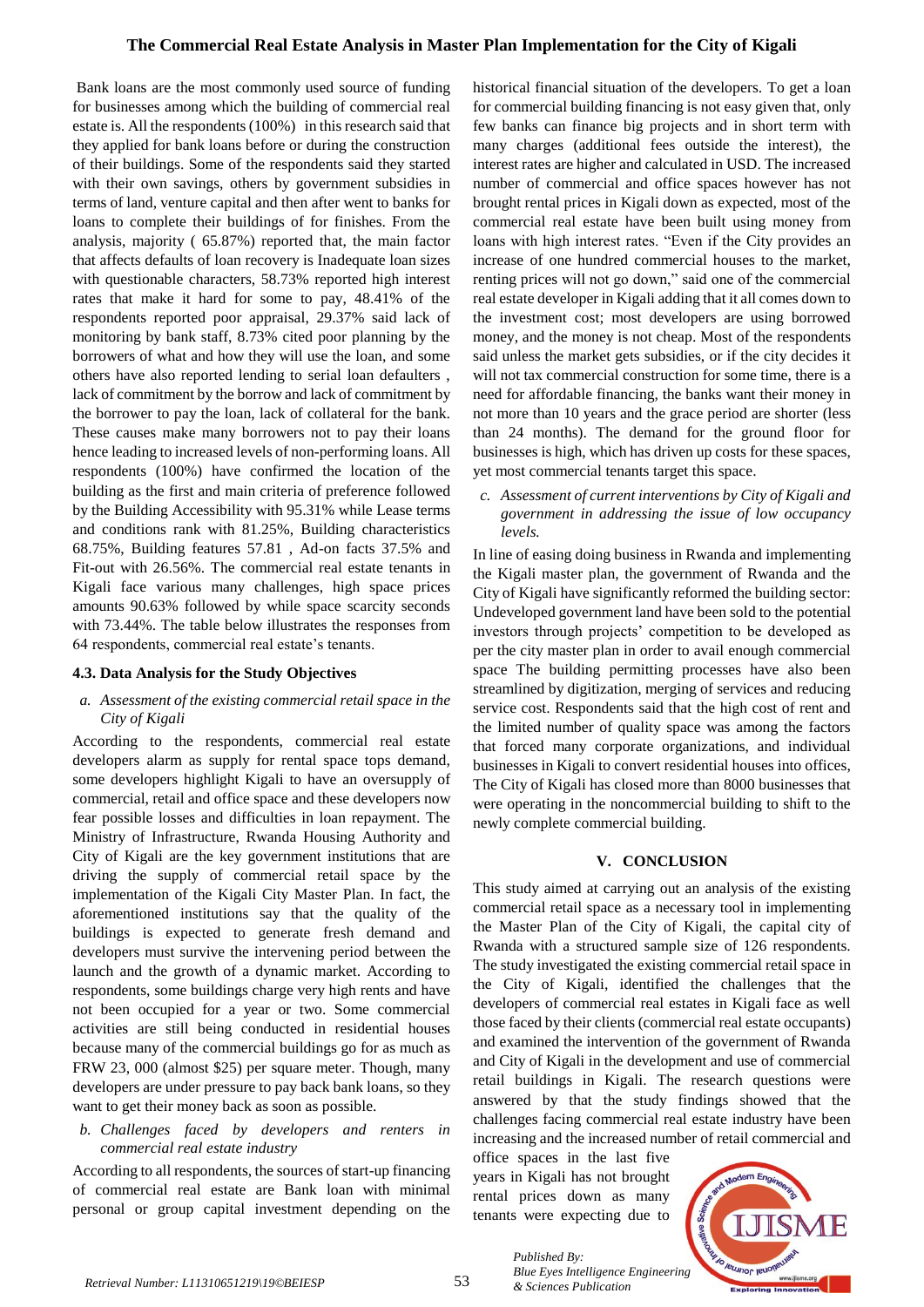Bank loans are the most commonly used source of funding for businesses among which the building of commercial real estate is. All the respondents (100%) in this research said that they applied for bank loans before or during the construction of their buildings. Some of the respondents said they started with their own savings, others by government subsidies in terms of land, venture capital and then after went to banks for loans to complete their buildings of for finishes. From the analysis, majority ( 65.87%) reported that, the main factor that affects defaults of loan recovery is Inadequate loan sizes with questionable characters, 58.73% reported high interest rates that make it hard for some to pay, 48.41% of the respondents reported poor appraisal, 29.37% said lack of monitoring by bank staff, 8.73% cited poor planning by the borrowers of what and how they will use the loan, and some others have also reported lending to serial loan defaulters , lack of commitment by the borrow and lack of commitment by the borrower to pay the loan, lack of collateral for the bank. These causes make many borrowers not to pay their loans hence leading to increased levels of non-performing loans. All respondents (100%) have confirmed the location of the building as the first and main criteria of preference followed by the Building Accessibility with 95.31% while Lease terms and conditions rank with 81.25%, Building characteristics 68.75%, Building features 57.81 , Ad-on facts 37.5% and Fit-out with 26.56%. The commercial real estate tenants in Kigali face various many challenges, high space prices amounts 90.63% followed by while space scarcity seconds with 73.44%. The table below illustrates the responses from 64 respondents, commercial real estate's tenants.

### 4.3. Data Analysis for the Study Objectives

*a. Assessment of the existing commercial retail space in the City of Kigali*

According to the respondents, commercial real estate developers alarm as supply for rental space tops demand, some developers highlight Kigali to have an oversupply of commercial, retail and office space and these developers now fear possible losses and difficulties in loan repayment. The Ministry of Infrastructure, Rwanda Housing Authority and City of Kigali are the key government institutions that are driving the supply of commercial retail space by the implementation of the Kigali City Master Plan. In fact, the aforementioned institutions say that the quality of the buildings is expected to generate fresh demand and developers must survive the intervening period between the launch and the growth of a dynamic market. According to respondents, some buildings charge very high rents and have not been occupied for a year or two. Some commercial activities are still being conducted in residential houses because many of the commercial buildings go for as much as FRW 23, 000 (almost $25) per square meter. Though, many developers are under pressure to pay back bank loans, so they want to get their money back as soon as possible.

*b. Challenges faced by developers and renters in commercial real estate industry*

According to all respondents, the sources of start-up financing of commercial real estate are Bank loan with minimal personal or group capital investment depending on the historical financial situation of the developers. To get a loan for commercial building financing is not easy given that, only few banks can finance big projects and in short term with many charges (additional fees outside the interest), the interest rates are higher and calculated in USD. The increased number of commercial and office spaces however has not brought rental prices in Kigali down as expected, most of the commercial real estate have been built using money from loans with high interest rates. "Even if the City provides an increase of one hundred commercial houses to the market, renting prices will not go down," said one of the commercial real estate developer in Kigali adding that it all comes down to the investment cost; most developers are using borrowed money, and the money is not cheap. Most of the respondents said unless the market gets subsidies, or if the city decides it will not tax commercial construction for some time, there is a need for affordable financing, the banks want their money in not more than 10 years and the grace period are shorter (less than 24 months). The demand for the ground floor for businesses is high, which has driven up costs for these spaces, yet most commercial tenants target this space.

*c. Assessment of current interventions by City of Kigali and government in addressing the issue of low occupancy levels.*

In line of easing doing business in Rwanda and implementing the Kigali master plan, the government of Rwanda and the City of Kigali have significantly reformed the building sector: Undeveloped government land have been sold to the potential investors through projects' competition to be developed as per the city master plan in order to avail enough commercial space The building permitting processes have also been streamlined by digitization, merging of services and reducing service cost. Respondents said that the high cost of rent and the limited number of quality space was among the factors that forced many corporate organizations, and individual businesses in Kigali to convert residential houses into offices, The City of Kigali has closed more than 8000 businesses that were operating in the noncommercial building to shift to the newly complete commercial building.

## V. CONCLUSION

This study aimed at carrying out an analysis of the existing commercial retail space as a necessary tool in implementing the Master Plan of the City of Kigali, the capital city of Rwanda with a structured sample size of 126 respondents. The study investigated the existing commercial retail space in the City of Kigali, identified the challenges that the developers of commercial real estates in Kigali face as well those faced by their clients (commercial real estate occupants) and examined the intervention of the government of Rwanda and City of Kigali in the development and use of commercial retail buildings in Kigali. The research questions were answered by that the study findings showed that the challenges facing commercial real estate industry have been increasing and the increased number of retail commercial and office spaces in the last five years in Kigali has not brought rental prices down as many tenants were expecting due to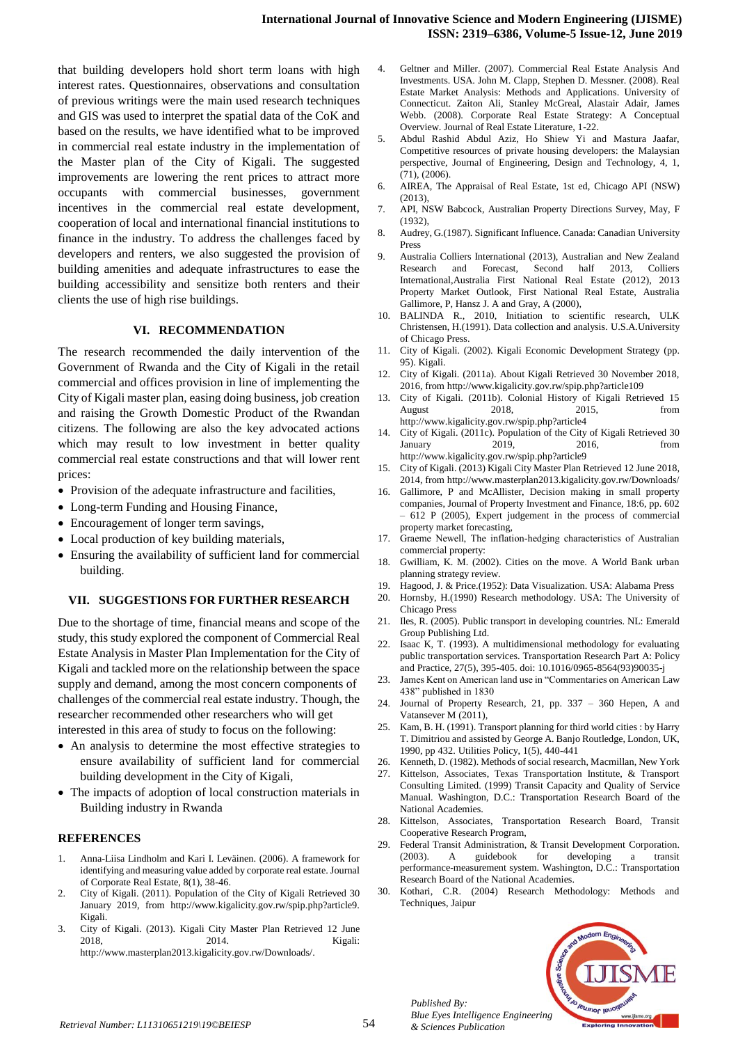that building developers hold short term loans with high interest rates. Questionnaires, observations and consultation of previous writings were the main used research techniques and GIS was used to interpret the spatial data of the CoK and based on the results, we have identified what to be improved in commercial real estate industry in the implementation of the Master plan of the City of Kigali. The suggested improvements are lowering the rent prices to attract more occupants with commercial businesses, government incentives in the commercial real estate development, cooperation of local and international financial institutions to finance in the industry. To address the challenges faced by developers and renters, we also suggested the provision of building amenities and adequate infrastructures to ease the building accessibility and sensitize both renters and their clients the use of high rise buildings.

## VI. RECOMMENDATION

The research recommended the daily intervention of the Government of Rwanda and the City of Kigali in the retail commercial and offices provision in line of implementing the City of Kigali master plan, easing doing business, job creation and raising the Growth Domestic Product of the Rwandan citizens. The following are also the key advocated actions which may result to low investment in better quality commercial real estate constructions and that will lower rent prices:

- Provision of the adequate infrastructure and facilities,
- Long-term Funding and Housing Finance,
- Encouragement of longer term savings,
- Local production of key building materials,
- Ensuring the availability of sufficient land for commercial building.

## VII. SUGGESTIONS FOR FURTHER RESEARCH

Due to the shortage of time, financial means and scope of the study, this study explored the component of Commercial Real Estate Analysis in Master Plan Implementation for the City of Kigali and tackled more on the relationship between the space supply and demand, among the most concern components of challenges of the commercial real estate industry. Though, the researcher recommended other researchers who will get interested in this area of study to focus on the following:

- An analysis to determine the most effective strategies to ensure availability of sufficient land for commercial building development in the City of Kigali,
- The impacts of adoption of local construction materials in Building industry in Rwanda

## REFERENCES

1. Anna-Liisa Lindholm and Kari I. Leväinen. (2006). A framework for identifying and measuring value added by corporate real estate. Journal of Corporate Real Estate, 8(1), 38-46.
2. City of Kigali. (2011). Population of the City of Kigali Retrieved 30 January 2019, from http://www.kigalicity.gov.rw/spip.php?article9. Kigali.
3. City of Kigali. (2013). Kigali City Master Plan Retrieved 12 June 2018, 2014. Kigali: http://www.masterplan2013.kigalicity.gov.rw/Downloads/.
4. Geltner and Miller. (2007). Commercial Real Estate Analysis And Investments. USA. John M. Clapp, Stephen D. Messner. (2008). Real Estate Market Analysis: Methods and Applications. University of Connecticut. Zaiton Ali, Stanley McGreal, Alastair Adair, James Webb. (2008). Corporate Real Estate Strategy: A Conceptual Overview. Journal of Real Estate Literature, 1-22.
5. Abdul Rashid Abdul Aziz, Ho Shiew Yi and Mastura Jaafar, Competitive resources of private housing developers: the Malaysian perspective, Journal of Engineering, Design and Technology, 4, 1, (71), (2006).
6. AIREA, The Appraisal of Real Estate, 1st ed, Chicago API (NSW) (2013),
7. API, NSW Babcock, Australian Property Directions Survey, May, F (1932),
8. Audrey, G.(1987). Significant Influence. Canada: Canadian University Press
9. Australia Colliers International (2013), Australian and New Zealand Research and Forecast, Second half 2013, Colliers International,Australia First National Real Estate (2012), 2013 Property Market Outlook, First National Real Estate, Australia Gallimore, P, Hansz J. A and Gray, A (2000),
10. BALINDA R., 2010, Initiation to scientific research, ULK Christensen, H.(1991). Data collection and analysis. U.S.A.University of Chicago Press.
11. City of Kigali. (2002). Kigali Economic Development Strategy (pp. 95). Kigali.
12. City of Kigali. (2011a). About Kigali Retrieved 30 November 2018, 2016, from http://www.kigalicity.gov.rw/spip.php?article109
13. City of Kigali. (2011b). Colonial History of Kigali Retrieved 15 August 2018, 2015, from http://www.kigalicity.gov.rw/spip.php?article4
14. City of Kigali. (2011c). Population of the City of Kigali Retrieved 30 January 2019, 2016, from http://www.kigalicity.gov.rw/spip.php?article9
15. City of Kigali. (2013) Kigali City Master Plan Retrieved 12 June 2018, 2014, from http://www.masterplan2013.kigalicity.gov.rw/Downloads/
16. Gallimore, P and McAllister, Decision making in small property companies, Journal of Property Investment and Finance, 18:6, pp. 602 – 612 P (2005), Expert judgement in the process of commercial property market forecasting,
17. Graeme Newell, The inflation-hedging characteristics of Australian commercial property:
18. Gwilliam, K. M. (2002). Cities on the move. A World Bank urban planning strategy review.
19. Hagood, J. & Price.(1952): Data Visualization. USA: Alabama Press
20. Hornsby, H.(1990) Research methodology. USA: The University of Chicago Press
21. Iles, R. (2005). Public transport in developing countries. NL: Emerald Group Publishing Ltd.
22. Isaac K, T. (1993). A multidimensional methodology for evaluating public transportation services. Transportation Research Part A: Policy and Practice, 27(5), 395-405. doi: 10.1016/0965-8564(93)90035-j
23. James Kent on American land use in "Commentaries on American Law 438" published in 1830
24. Journal of Property Research, 21, pp. 337 – 360 Hepen, A and Vatansever M (2011),
25. Kam, B. H. (1991). Transport planning for third world cities : by Harry T. Dimitriou and assisted by George A. Banjo Routledge, London, UK, 1990, pp 432. Utilities Policy, 1(5), 440-441
26. Kenneth, D. (1982). Methods of social research, Macmillan, New York
27. Kittelson, Associates, Texas Transportation Institute, & Transport Consulting Limited. (1999) Transit Capacity and Quality of Service Manual. Washington, D.C.: Transportation Research Board of the National Academies.
28. Kittelson, Associates, Transportation Research Board, Transit Cooperative Research Program,
29. Federal Transit Administration, & Transit Development Corporation. (2003). A guidebook for developing a transit performance-measurement system. Washington, D.C.: Transportation Research Board of the National Academies.
30. Kothari, C.R. (2004) Research Methodology: Methods and Techniques, Jaipur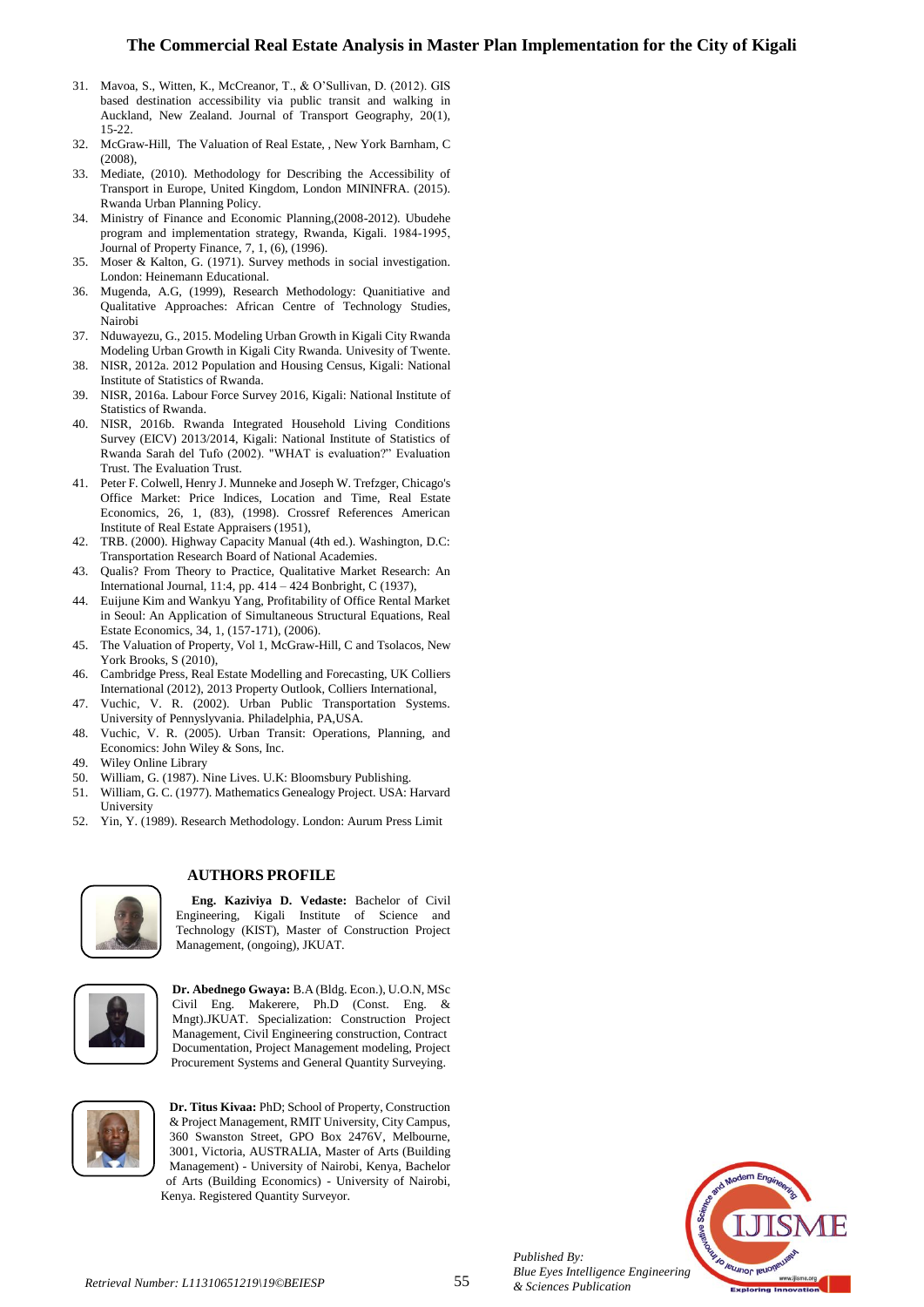31. Mavoa, S., Witten, K., McCreanor, T., & O'Sullivan, D. (2012). GIS based destination accessibility via public transit and walking in Auckland, New Zealand. Journal of Transport Geography, 20(1), 15-22.
32. McGraw-Hill, The Valuation of Real Estate, , New York Barnham, C (2008),
33. Mediate, (2010). Methodology for Describing the Accessibility of Transport in Europe, United Kingdom, London MININFRA. (2015). Rwanda Urban Planning Policy.
34. Ministry of Finance and Economic Planning,(2008-2012). Ubudehe program and implementation strategy, Rwanda, Kigali. 1984-1995, Journal of Property Finance, 7, 1, (6), (1996).
35. Moser & Kalton, G. (1971). Survey methods in social investigation. London: Heinemann Educational.
36. Mugenda, A.G, (1999), Research Methodology: Quanitiative and Qualitative Approaches: African Centre of Technology Studies, Nairobi
37. Nduwayezu, G., 2015. Modeling Urban Growth in Kigali City Rwanda Modeling Urban Growth in Kigali City Rwanda. Univesity of Twente.
38. NISR, 2012a. 2012 Population and Housing Census, Kigali: National Institute of Statistics of Rwanda.
39. NISR, 2016a. Labour Force Survey 2016, Kigali: National Institute of Statistics of Rwanda.
40. NISR, 2016b. Rwanda Integrated Household Living Conditions Survey (EICV) 2013/2014, Kigali: National Institute of Statistics of Rwanda Sarah del Tufo (2002). "WHAT is evaluation?" Evaluation Trust. The Evaluation Trust.
41. Peter F. Colwell, Henry J. Munneke and Joseph W. Trefzger, Chicago's Office Market: Price Indices, Location and Time, Real Estate Economics, 26, 1, (83), (1998). Crossref References American Institute of Real Estate Appraisers (1951),
42. TRB. (2000). Highway Capacity Manual (4th ed.). Washington, D.C: Transportation Research Board of National Academies.
43. Qualis? From Theory to Practice, Qualitative Market Research: An International Journal, 11:4, pp. 414 – 424 Bonbright, C (1937),
44. Euijune Kim and Wankyu Yang, Profitability of Office Rental Market in Seoul: An Application of Simultaneous Structural Equations, Real Estate Economics, 34, 1, (157-171), (2006).
45. The Valuation of Property, Vol 1, McGraw-Hill, C and Tsolacos, New York Brooks, S (2010),
46. Cambridge Press, Real Estate Modelling and Forecasting, UK Colliers International (2012), 2013 Property Outlook, Colliers International,
47. Vuchic, V. R. (2002). Urban Public Transportation Systems. University of Pennyslyvania. Philadelphia, PA,USA.
48. Vuchic, V. R. (2005). Urban Transit: Operations, Planning, and Economics: John Wiley & Sons, Inc.
49. Wiley Online Library
50. William, G. (1987). Nine Lives. U.K: Bloomsbury Publishing.
51. William, G. C. (1977). Mathematics Genealogy Project. USA: Harvard University
52. Yin, Y. (1989). Research Methodology. London: Aurum Press Limit

## AUTHORS PROFILE

**Eng. Kaziviya D. Vedaste:** Bachelor of Civil Engineering, Kigali Institute of Science and Technology (KIST), Master of Construction Project Management, (ongoing), JKUAT.

**Dr. Abednego Gwaya:** B.A (Bldg. Econ.), U.O.N, MSc Civil Eng. Makerere, Ph.D (Const. Eng. & Mngt).JKUAT. Specialization: Construction Project Management, Civil Engineering construction, Contract Documentation, Project Management modeling, Project Procurement Systems and General Quantity Surveying.

**Dr. Titus Kivaa:** PhD; School of Property, Construction & Project Management, RMIT University, City Campus, 360 Swanston Street, GPO Box 2476V, Melbourne, 3001, Victoria, AUSTRALIA, Master of Arts (Building Management) - University of Nairobi, Kenya, Bachelor of Arts (Building Economics) - University of Nairobi, Kenya. Registered Quantity Surveyor.